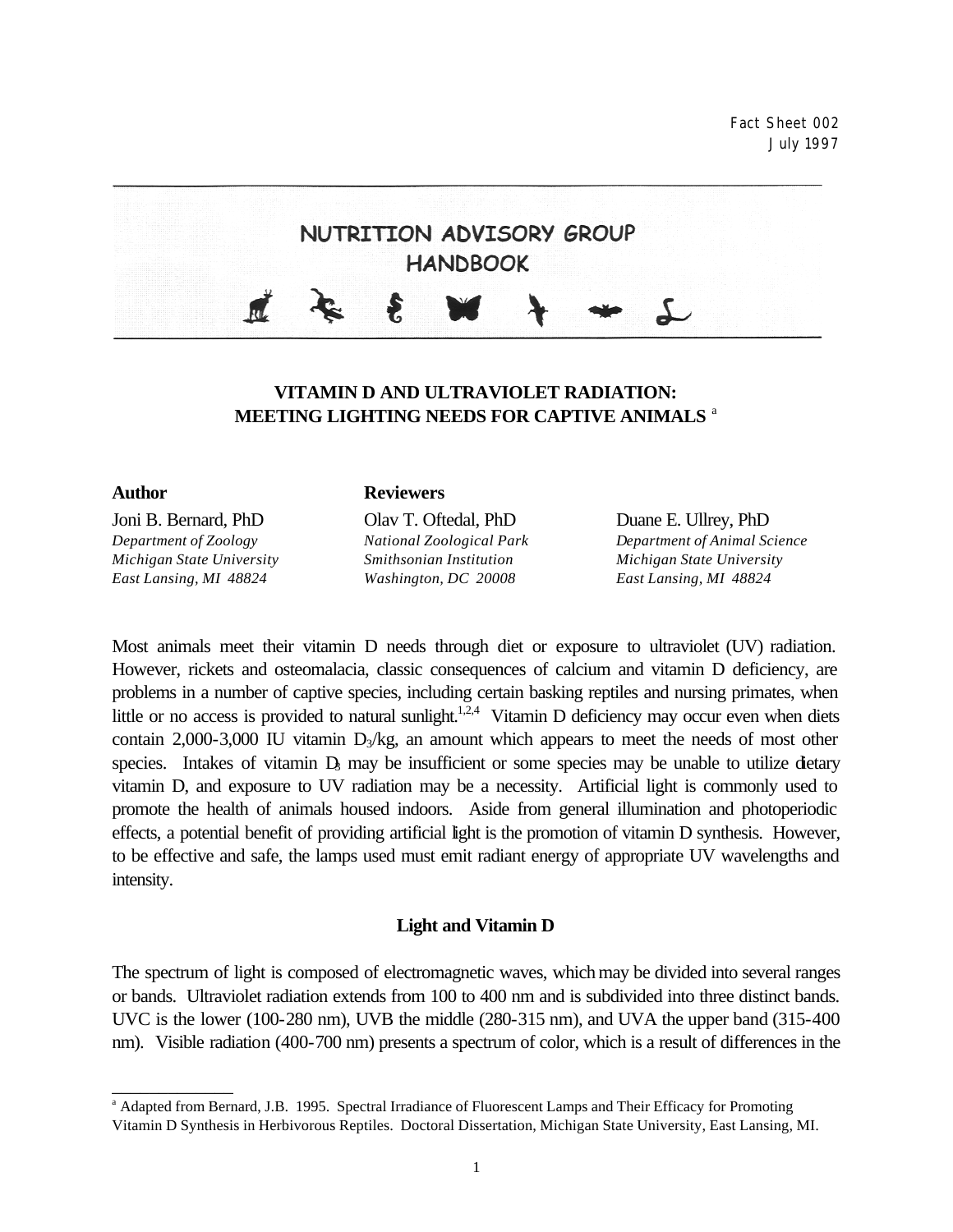Fact Sheet 002
July 1997

# NUTRITION ADVISORY GROUP HANDBOOK

## VITAMIN D AND ULTRAVIOLET RADIATION: MEETING LIGHTING NEEDS FOR CAPTIVE ANIMALS [a]

**Author**

Joni B. Bernard, PhD
*Department of Zoology*
*Michigan State University*
*East Lansing, MI 48824*

**Reviewers**

Olav T. Oftedal, PhD
*National Zoological Park*
*Smithsonian Institution*
*Washington, DC 20008*

Duane E. Ullrey, PhD
*Department of Animal Science*
*Michigan State University*
*East Lansing, MI 48824*

Most animals meet their vitamin D needs through diet or exposure to ultraviolet (UV) radiation. However, rickets and osteomalacia, classic consequences of calcium and vitamin D deficiency, are problems in a number of captive species, including certain basking reptiles and nursing primates, when little or no access is provided to natural sunlight.[1,2,4] Vitamin D deficiency may occur even when diets contain 2,000-3,000 IU vitamin $D_3$/kg, an amount which appears to meet the needs of most other species. Intakes of vitamin $D_3$ may be insufficient or some species may be unable to utilize dietary vitamin D, and exposure to UV radiation may be a necessity. Artificial light is commonly used to promote the health of animals housed indoors. Aside from general illumination and photoperiodic effects, a potential benefit of providing artificial light is the promotion of vitamin D synthesis. However, to be effective and safe, the lamps used must emit radiant energy of appropriate UV wavelengths and intensity.

### Light and Vitamin D

The spectrum of light is composed of electromagnetic waves, which may be divided into several ranges or bands. Ultraviolet radiation extends from 100 to 400 nm and is subdivided into three distinct bands. UVC is the lower (100-280 nm), UVB the middle (280-315 nm), and UVA the upper band (315-400 nm). Visible radiation (400-700 nm) presents a spectrum of color, which is a result of differences in the

---

[a] Adapted from Bernard, J.B. 1995. Spectral Irradiance of Fluorescent Lamps and Their Efficacy for Promoting Vitamin D Synthesis in Herbivorous Reptiles. Doctoral Dissertation, Michigan State University, East Lansing, MI.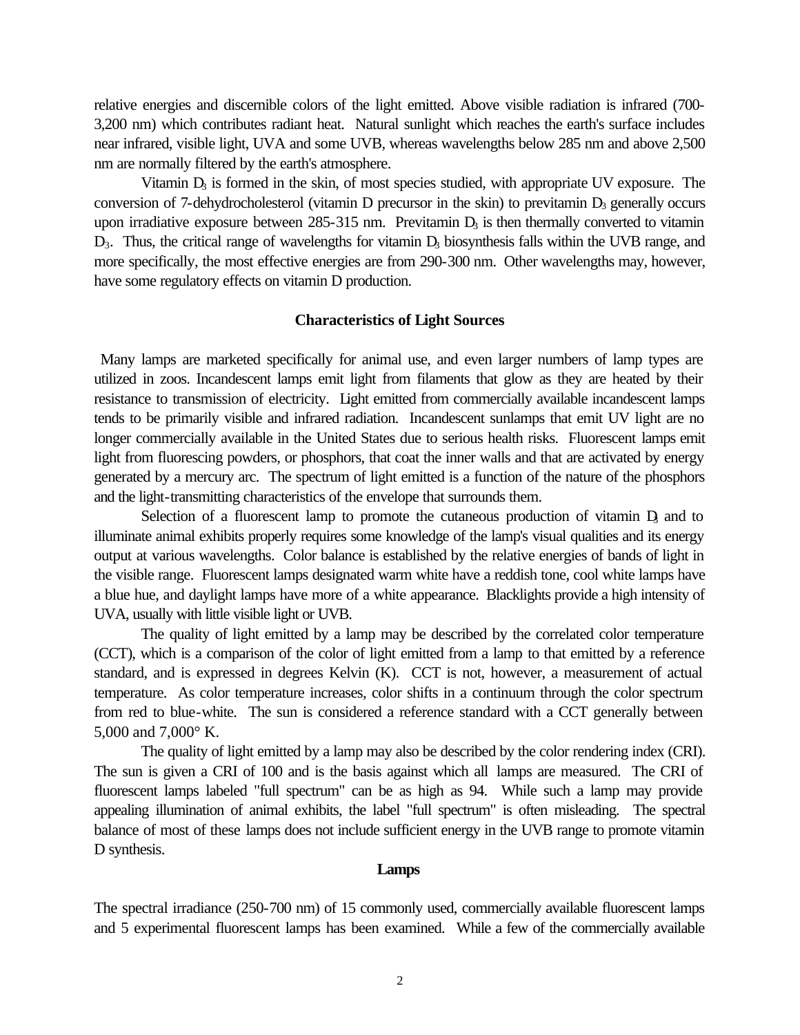relative energies and discernible colors of the light emitted. Above visible radiation is infrared (700-3,200 nm) which contributes radiant heat. Natural sunlight which reaches the earth's surface includes near infrared, visible light, UVA and some UVB, whereas wavelengths below 285 nm and above 2,500 nm are normally filtered by the earth's atmosphere.

Vitamin $D_3$ is formed in the skin, of most species studied, with appropriate UV exposure. The conversion of 7-dehydrocholesterol (vitamin D precursor in the skin) to previtamin $D_3$ generally occurs upon irradiative exposure between 285-315 nm. Previtamin $D_3$ is then thermally converted to vitamin $D_3$. Thus, the critical range of wavelengths for vitamin $D_3$ biosynthesis falls within the UVB range, and more specifically, the most effective energies are from 290-300 nm. Other wavelengths may, however, have some regulatory effects on vitamin D production.

## Characteristics of Light Sources

Many lamps are marketed specifically for animal use, and even larger numbers of lamp types are utilized in zoos. Incandescent lamps emit light from filaments that glow as they are heated by their resistance to transmission of electricity. Light emitted from commercially available incandescent lamps tends to be primarily visible and infrared radiation. Incandescent sunlamps that emit UV light are no longer commercially available in the United States due to serious health risks. Fluorescent lamps emit light from fluorescing powders, or phosphors, that coat the inner walls and that are activated by energy generated by a mercury arc. The spectrum of light emitted is a function of the nature of the phosphors and the light-transmitting characteristics of the envelope that surrounds them.

Selection of a fluorescent lamp to promote the cutaneous production of vitamin $D_3$ and to illuminate animal exhibits properly requires some knowledge of the lamp's visual qualities and its energy output at various wavelengths. Color balance is established by the relative energies of bands of light in the visible range. Fluorescent lamps designated warm white have a reddish tone, cool white lamps have a blue hue, and daylight lamps have more of a white appearance. Blacklights provide a high intensity of UVA, usually with little visible light or UVB.

The quality of light emitted by a lamp may be described by the correlated color temperature (CCT), which is a comparison of the color of light emitted from a lamp to that emitted by a reference standard, and is expressed in degrees Kelvin (K). CCT is not, however, a measurement of actual temperature. As color temperature increases, color shifts in a continuum through the color spectrum from red to blue-white. The sun is considered a reference standard with a CCT generally between 5,000 and 7,000° K.

The quality of light emitted by a lamp may also be described by the color rendering index (CRI). The sun is given a CRI of 100 and is the basis against which all lamps are measured. The CRI of fluorescent lamps labeled "full spectrum" can be as high as 94. While such a lamp may provide appealing illumination of animal exhibits, the label "full spectrum" is often misleading. The spectral balance of most of these lamps does not include sufficient energy in the UVB range to promote vitamin D synthesis.

## Lamps

The spectral irradiance (250-700 nm) of 15 commonly used, commercially available fluorescent lamps and 5 experimental fluorescent lamps has been examined. While a few of the commercially available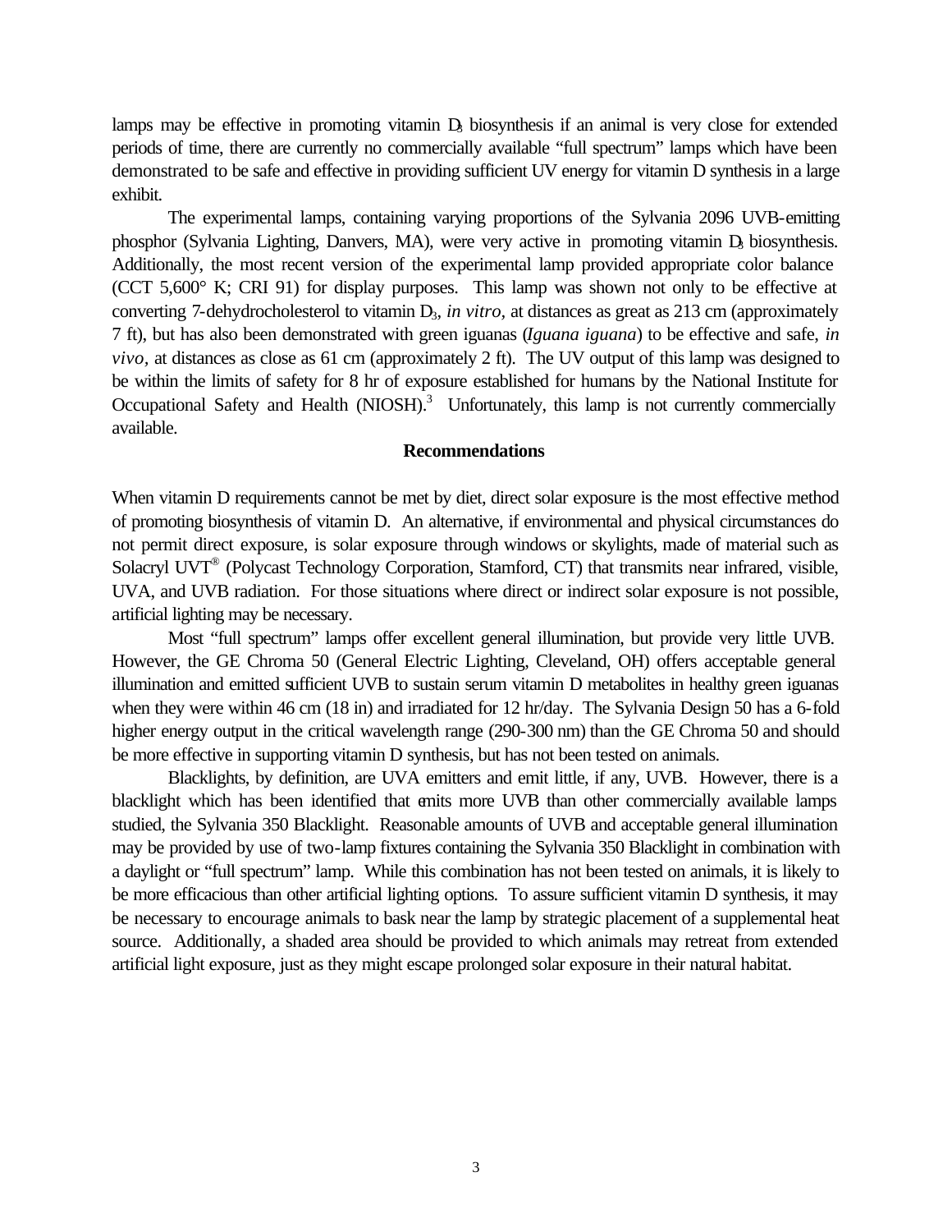lamps may be effective in promoting vitamin $D_3$ biosynthesis if an animal is very close for extended periods of time, there are currently no commercially available "full spectrum" lamps which have been demonstrated to be safe and effective in providing sufficient UV energy for vitamin D synthesis in a large exhibit.

The experimental lamps, containing varying proportions of the Sylvania 2096 UVB-emitting phosphor (Sylvania Lighting, Danvers, MA), were very active in promoting vitamin $D_3$ biosynthesis. Additionally, the most recent version of the experimental lamp provided appropriate color balance (CCT 5,600° K; CRI 91) for display purposes. This lamp was shown not only to be effective at converting 7-dehydrocholesterol to vitamin $D_3$, *in vitro*, at distances as great as 213 cm (approximately 7 ft), but has also been demonstrated with green iguanas (*Iguana iguana*) to be effective and safe, *in vivo*, at distances as close as 61 cm (approximately 2 ft). The UV output of this lamp was designed to be within the limits of safety for 8 hr of exposure established for humans by the National Institute for Occupational Safety and Health (NIOSH).[3] Unfortunately, this lamp is not currently commercially available.

## Recommendations

When vitamin D requirements cannot be met by diet, direct solar exposure is the most effective method of promoting biosynthesis of vitamin D. An alternative, if environmental and physical circumstances do not permit direct exposure, is solar exposure through windows or skylights, made of material such as Solacryl UVT® (Polycast Technology Corporation, Stamford, CT) that transmits near infrared, visible, UVA, and UVB radiation. For those situations where direct or indirect solar exposure is not possible, artificial lighting may be necessary.

Most "full spectrum" lamps offer excellent general illumination, but provide very little UVB. However, the GE Chroma 50 (General Electric Lighting, Cleveland, OH) offers acceptable general illumination and emitted sufficient UVB to sustain serum vitamin D metabolites in healthy green iguanas when they were within 46 cm (18 in) and irradiated for 12 hr/day. The Sylvania Design 50 has a 6-fold higher energy output in the critical wavelength range (290-300 nm) than the GE Chroma 50 and should be more effective in supporting vitamin D synthesis, but has not been tested on animals.

Blacklights, by definition, are UVA emitters and emit little, if any, UVB. However, there is a blacklight which has been identified that emits more UVB than other commercially available lamps studied, the Sylvania 350 Blacklight. Reasonable amounts of UVB and acceptable general illumination may be provided by use of two-lamp fixtures containing the Sylvania 350 Blacklight in combination with a daylight or "full spectrum" lamp. While this combination has not been tested on animals, it is likely to be more efficacious than other artificial lighting options. To assure sufficient vitamin D synthesis, it may be necessary to encourage animals to bask near the lamp by strategic placement of a supplemental heat source. Additionally, a shaded area should be provided to which animals may retreat from extended artificial light exposure, just as they might escape prolonged solar exposure in their natural habitat.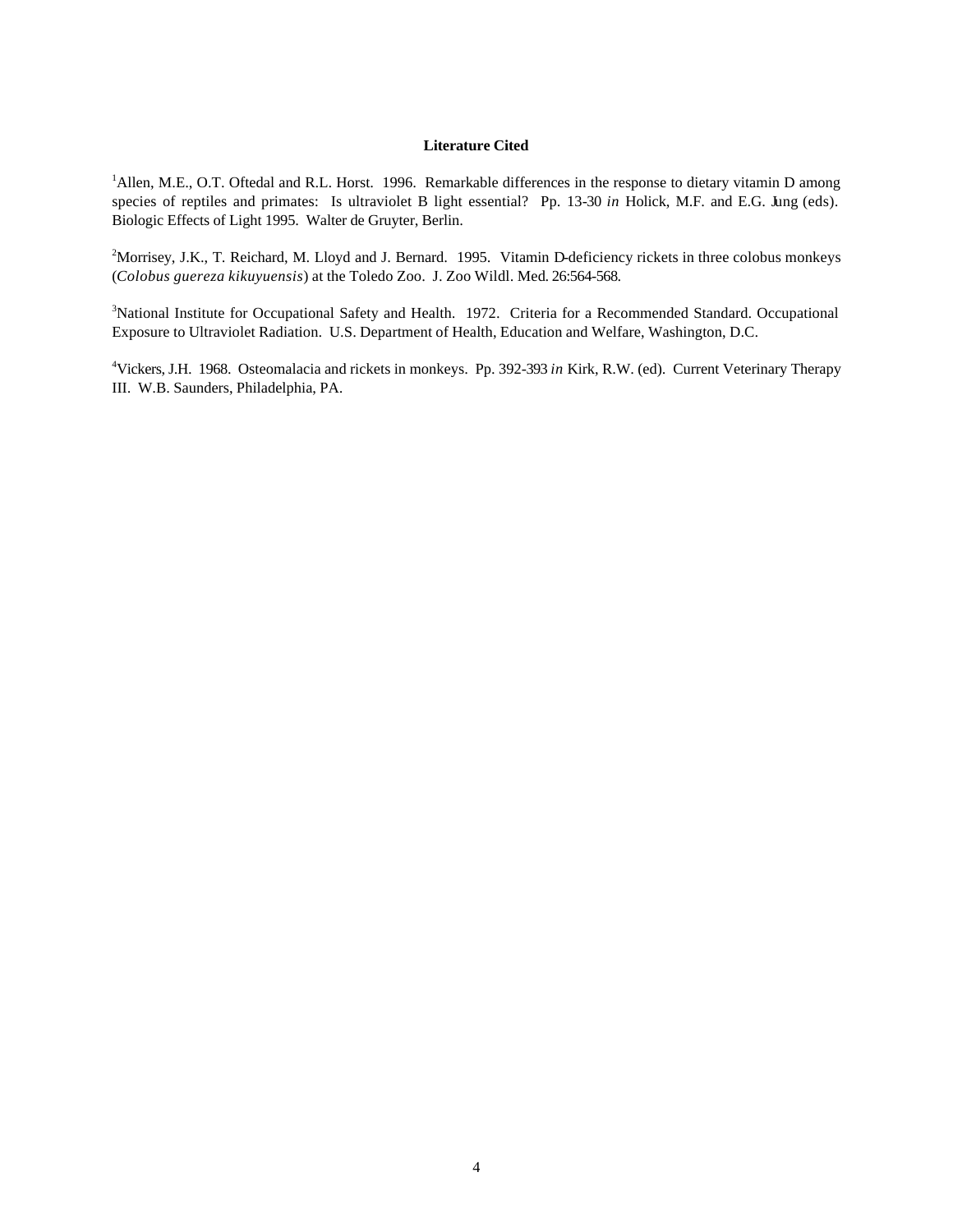**Literature Cited**

[1]Allen, M.E., O.T. Oftedal and R.L. Horst. 1996. Remarkable differences in the response to dietary vitamin D among species of reptiles and primates: Is ultraviolet B light essential? Pp. 13-30 *in* Holick, M.F. and E.G. Jung (eds). Biologic Effects of Light 1995. Walter de Gruyter, Berlin.

[2]Morrisey, J.K., T. Reichard, M. Lloyd and J. Bernard. 1995. Vitamin D-deficiency rickets in three colobus monkeys (*Colobus guereza kikuyuensis*) at the Toledo Zoo. J. Zoo Wildl. Med. 26:564-568.

[3]National Institute for Occupational Safety and Health. 1972. Criteria for a Recommended Standard. Occupational Exposure to Ultraviolet Radiation. U.S. Department of Health, Education and Welfare, Washington, D.C.

[4]Vickers, J.H. 1968. Osteomalacia and rickets in monkeys. Pp. 392-393 *in* Kirk, R.W. (ed). Current Veterinary Therapy III. W.B. Saunders, Philadelphia, PA.